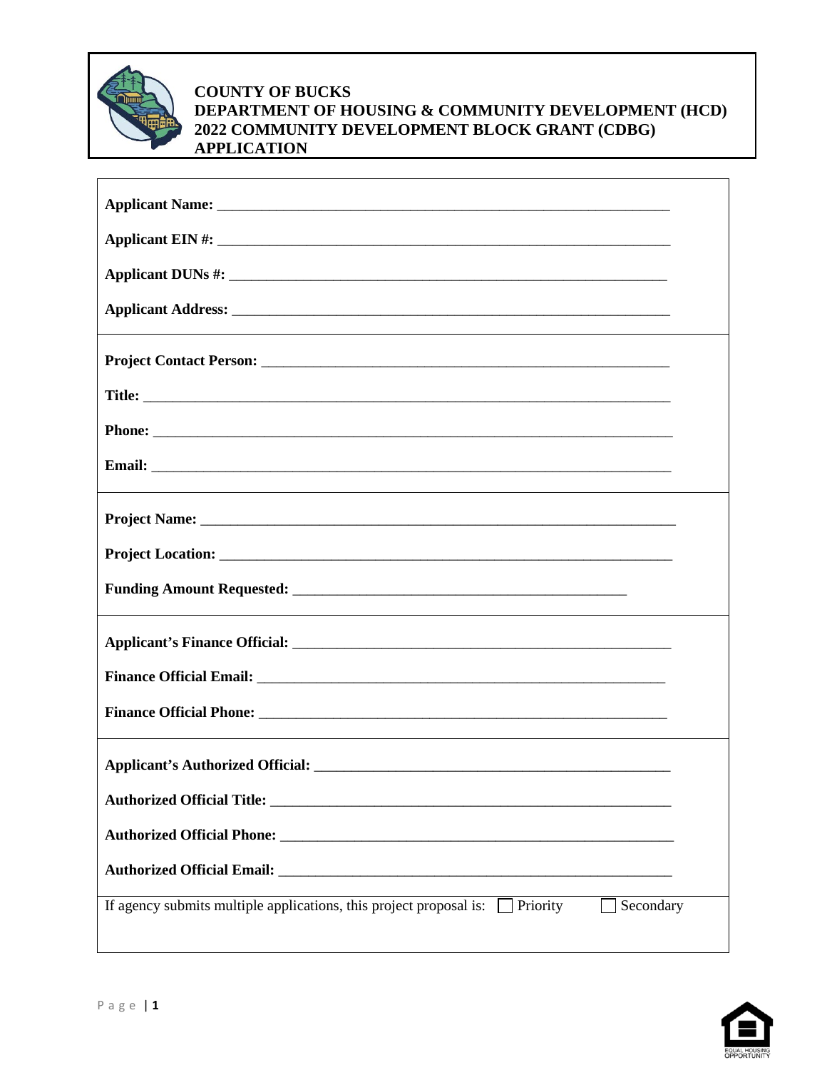**COUNTY OF BUCKS**
**DEPARTMENT OF HOUSING & COMMUNITY DEVELOPMENT (HCD)**
**2022 COMMUNITY DEVELOPMENT BLOCK GRANT (CDBG)**
**APPLICATION**

**Applicant Name:** ______________________________________________________________

**Applicant EIN #:** ______________________________________________________________

**Applicant DUNs #:** ____________________________________________________________

**Applicant Address:** ____________________________________________________________

---

**Project Contact Person:** _________________________________________________________

**Title:** _________________________________________________________________________

**Phone:** ________________________________________________________________________

**Email:** ________________________________________________________________________

---

**Project Name:** _________________________________________________________________

**Project Location:** ______________________________________________________________

**Funding Amount Requested:** ______________________________________________

---

**Applicant's Finance Official:** ____________________________________________________

**Finance Official Email:** _________________________________________________________

**Finance Official Phone:** _________________________________________________________

---

**Applicant's Authorized Official:** _________________________________________________

**Authorized Official Title:** _______________________________________________________

**Authorized Official Phone:** ______________________________________________________

**Authorized Official Email:** ______________________________________________________

---

If agency submits multiple applications, this project proposal is: ☐ Priority ☐ Secondary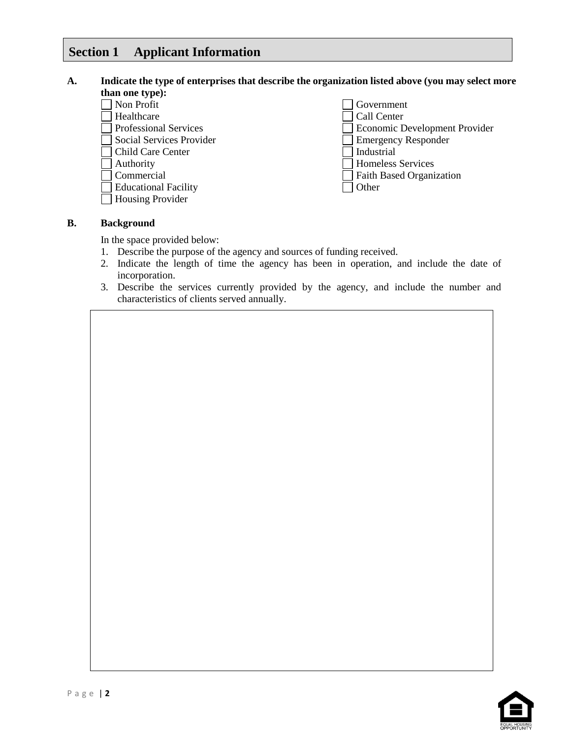## Section 1 Applicant Information

**A. Indicate the type of enterprises that describe the organization listed above (you may select more than one type):**

- ☐ Non Profit
- ☐ Healthcare
- ☐ Professional Services
- ☐ Social Services Provider
- ☐ Child Care Center
- ☐ Authority
- ☐ Commercial
- ☐ Educational Facility
- ☐ Housing Provider
- ☐ Government
- ☐ Call Center
- ☐ Economic Development Provider
- ☐ Emergency Responder
- ☐ Industrial
- ☐ Homeless Services
- ☐ Faith Based Organization
- ☐ Other

**B. Background**

In the space provided below:

1. Describe the purpose of the agency and sources of funding received.
2. Indicate the length of time the agency has been in operation, and include the date of incorporation.
3. Describe the services currently provided by the agency, and include the number and characteristics of clients served annually.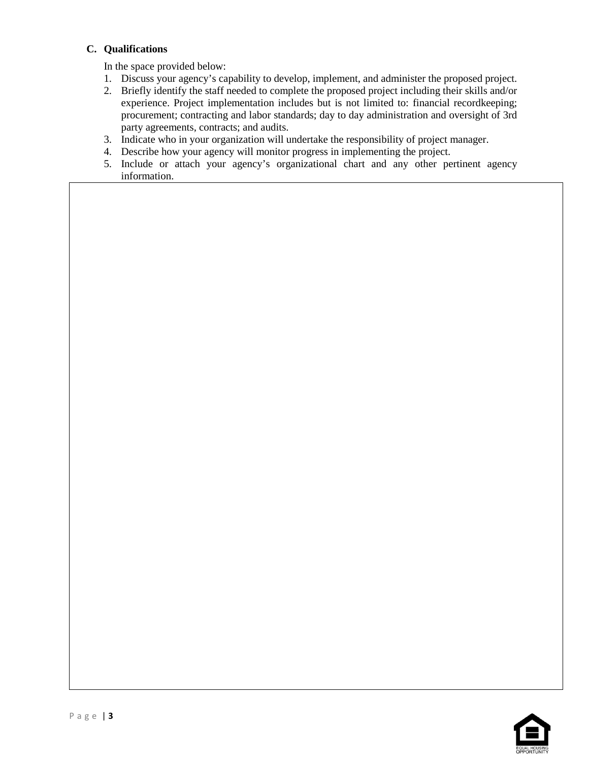### C. Qualifications

In the space provided below:

1. Discuss your agency's capability to develop, implement, and administer the proposed project.
2. Briefly identify the staff needed to complete the proposed project including their skills and/or experience. Project implementation includes but is not limited to: financial recordkeeping; procurement; contracting and labor standards; day to day administration and oversight of 3rd party agreements, contracts; and audits.
3. Indicate who in your organization will undertake the responsibility of project manager.
4. Describe how your agency will monitor progress in implementing the project.
5. Include or attach your agency's organizational chart and any other pertinent agency information.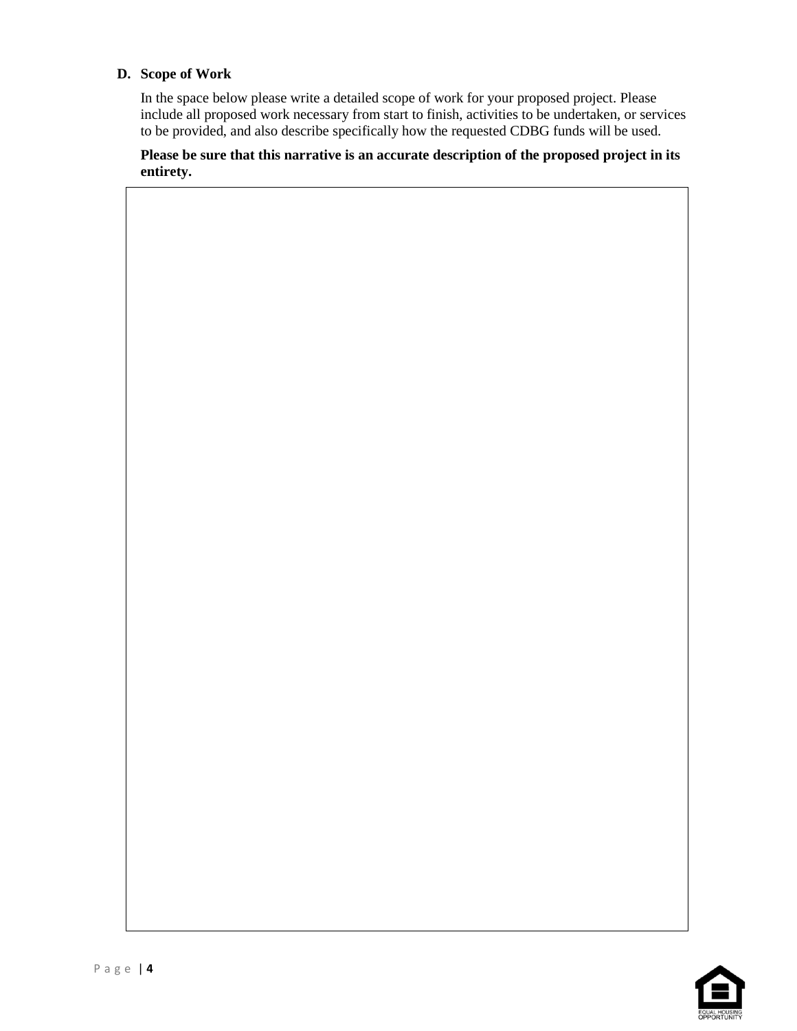**D. Scope of Work**

In the space below please write a detailed scope of work for your proposed project. Please include all proposed work necessary from start to finish, activities to be undertaken, or services to be provided, and also describe specifically how the requested CDBG funds will be used.

**Please be sure that this narrative is an accurate description of the proposed project in its entirety.**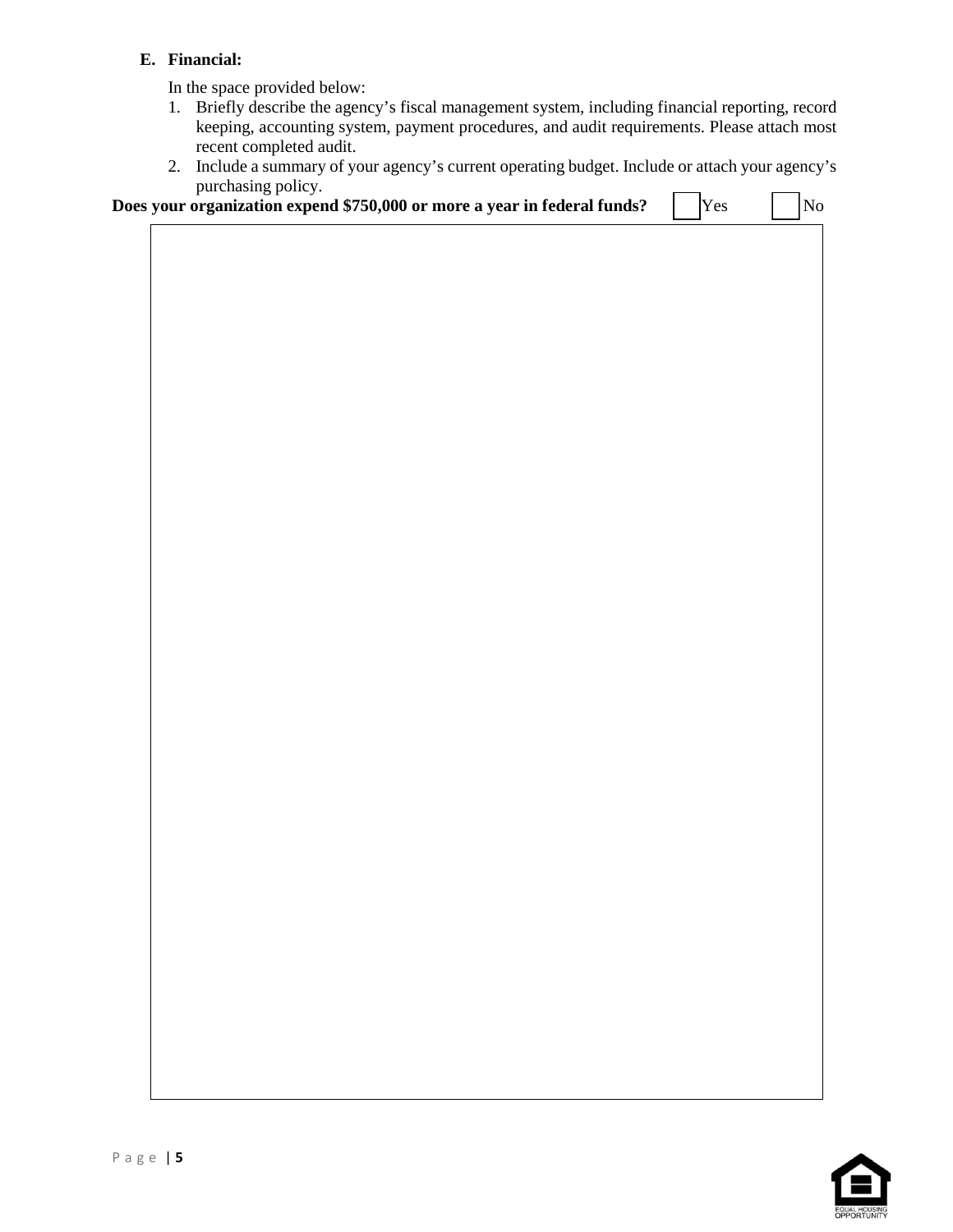**E. Financial:**

In the space provided below:

1. Briefly describe the agency's fiscal management system, including financial reporting, record keeping, accounting system, payment procedures, and audit requirements. Please attach most recent completed audit.
2. Include a summary of your agency's current operating budget. Include or attach your agency's purchasing policy.

**Does your organization expend $750,000 or more a year in federal funds?** ☐ Yes ☐ No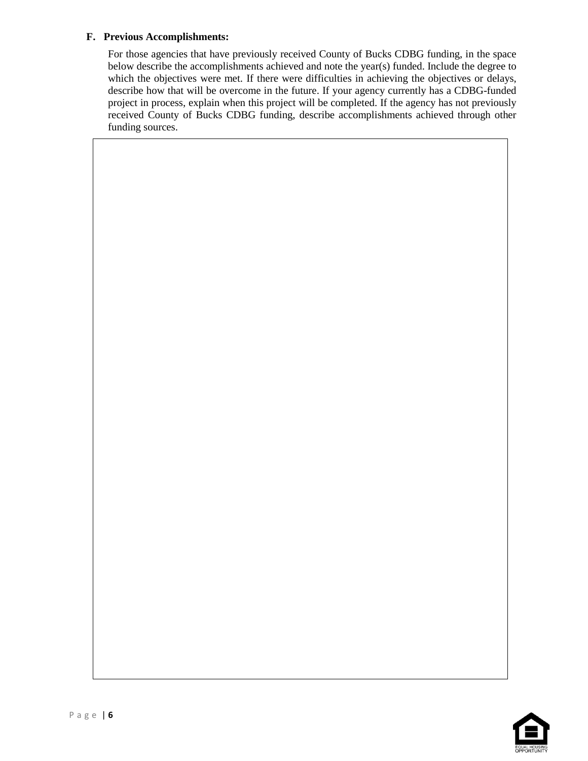**F. Previous Accomplishments:**

For those agencies that have previously received County of Bucks CDBG funding, in the space below describe the accomplishments achieved and note the year(s) funded. Include the degree to which the objectives were met. If there were difficulties in achieving the objectives or delays, describe how that will be overcome in the future. If your agency currently has a CDBG-funded project in process, explain when this project will be completed. If the agency has not previously received County of Bucks CDBG funding, describe accomplishments achieved through other funding sources.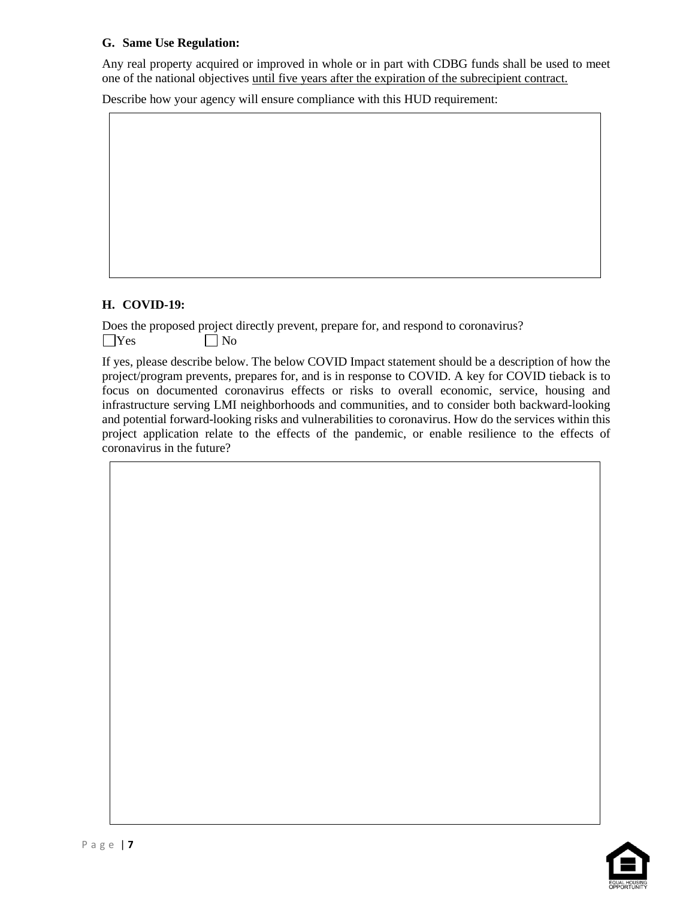**G. Same Use Regulation:**

Any real property acquired or improved in whole or in part with CDBG funds shall be used to meet one of the national objectives <u>until five years after the expiration of the subrecipient contract.</u>

Describe how your agency will ensure compliance with this HUD requirement:

**H. COVID-19:**

Does the proposed project directly prevent, prepare for, and respond to coronavirus?

☐ Yes ☐ No

If yes, please describe below. The below COVID Impact statement should be a description of how the project/program prevents, prepares for, and is in response to COVID. A key for COVID tieback is to focus on documented coronavirus effects or risks to overall economic, service, housing and infrastructure serving LMI neighborhoods and communities, and to consider both backward-looking and potential forward-looking risks and vulnerabilities to coronavirus. How do the services within this project application relate to the effects of the pandemic, or enable resilience to the effects of coronavirus in the future?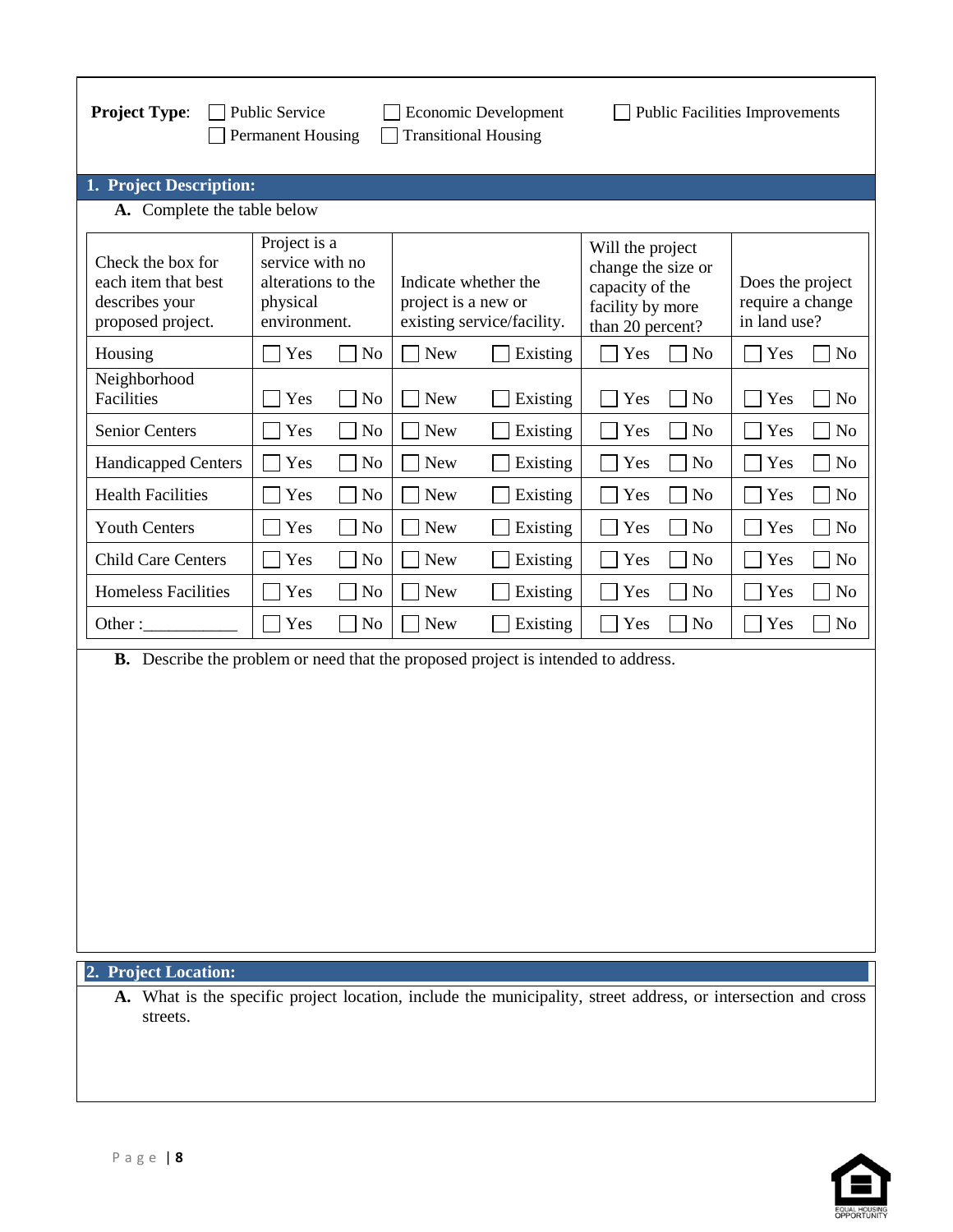**Project Type**: ☐ Public Service ☐ Economic Development ☐ Public Facilities Improvements
☐ Permanent Housing ☐ Transitional Housing

## 1. Project Description:

**A.** Complete the table below

| Check the box for each item that best describes your proposed project. | Project is a service with no alterations to the physical environment. | Indicate whether the project is a new or existing service/facility. | Will the project change the size or capacity of the facility by more than 20 percent? | Does the project require a change in land use? |
|---|---|---|---|---|
| Housing | ☐ Yes ☐ No | ☐ New ☐ Existing | ☐ Yes ☐ No | ☐ Yes ☐ No |
| Neighborhood Facilities | ☐ Yes ☐ No | ☐ New ☐ Existing | ☐ Yes ☐ No | ☐ Yes ☐ No |
| Senior Centers | ☐ Yes ☐ No | ☐ New ☐ Existing | ☐ Yes ☐ No | ☐ Yes ☐ No |
| Handicapped Centers | ☐ Yes ☐ No | ☐ New ☐ Existing | ☐ Yes ☐ No | ☐ Yes ☐ No |
| Health Facilities | ☐ Yes ☐ No | ☐ New ☐ Existing | ☐ Yes ☐ No | ☐ Yes ☐ No |
| Youth Centers | ☐ Yes ☐ No | ☐ New ☐ Existing | ☐ Yes ☐ No | ☐ Yes ☐ No |
| Child Care Centers | ☐ Yes ☐ No | ☐ New ☐ Existing | ☐ Yes ☐ No | ☐ Yes ☐ No |
| Homeless Facilities | ☐ Yes ☐ No | ☐ New ☐ Existing | ☐ Yes ☐ No | ☐ Yes ☐ No |
| Other :___________ | ☐ Yes ☐ No | ☐ New ☐ Existing | ☐ Yes ☐ No | ☐ Yes ☐ No |

**B.** Describe the problem or need that the proposed project is intended to address.

## 2. Project Location:

**A.** What is the specific project location, include the municipality, street address, or intersection and cross streets.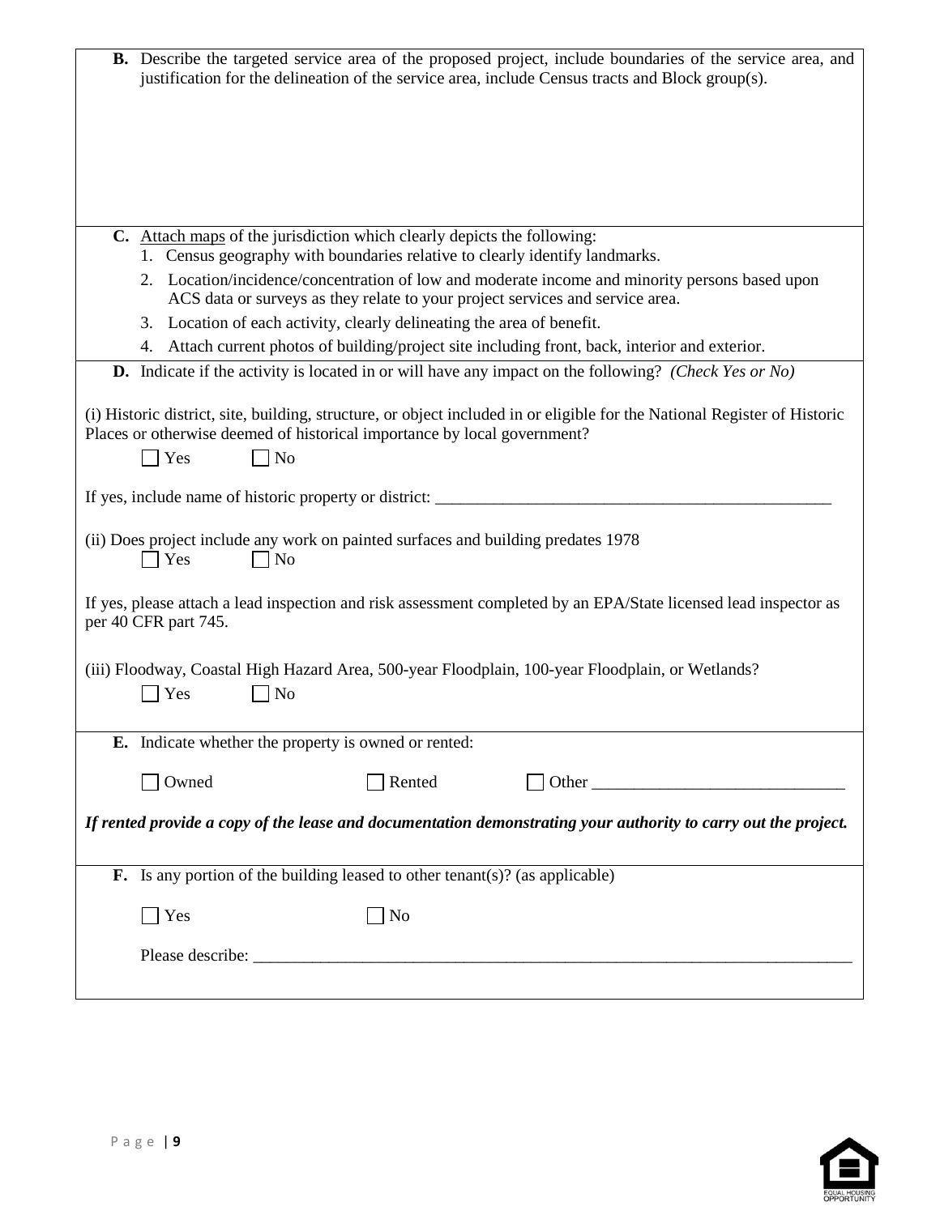**B.** Describe the targeted service area of the proposed project, include boundaries of the service area, and justification for the delineation of the service area, include Census tracts and Block group(s).

**C.** Attach maps of the jurisdiction which clearly depicts the following:

1. Census geography with boundaries relative to clearly identify landmarks.
2. Location/incidence/concentration of low and moderate income and minority persons based upon ACS data or surveys as they relate to your project services and service area.
3. Location of each activity, clearly delineating the area of benefit.
4. Attach current photos of building/project site including front, back, interior and exterior.

**D.** Indicate if the activity is located in or will have any impact on the following? *(Check Yes or No)*

(i) Historic district, site, building, structure, or object included in or eligible for the National Register of Historic Places or otherwise deemed of historical importance by local government?

☐ Yes ☐ No

If yes, include name of historic property or district: ___________________________________________________

(ii) Does project include any work on painted surfaces and building predates 1978

☐ Yes ☐ No

If yes, please attach a lead inspection and risk assessment completed by an EPA/State licensed lead inspector as per 40 CFR part 745.

(iii) Floodway, Coastal High Hazard Area, 500-year Floodplain, 100-year Floodplain, or Wetlands?

☐ Yes ☐ No

**E.** Indicate whether the property is owned or rented:

☐ Owned ☐ Rented ☐ Other ______________________________

***If rented provide a copy of the lease and documentation demonstrating your authority to carry out the project.***

**F.** Is any portion of the building leased to other tenant(s)? (as applicable)

☐ Yes ☐ No

Please describe: ___________________________________________________________________________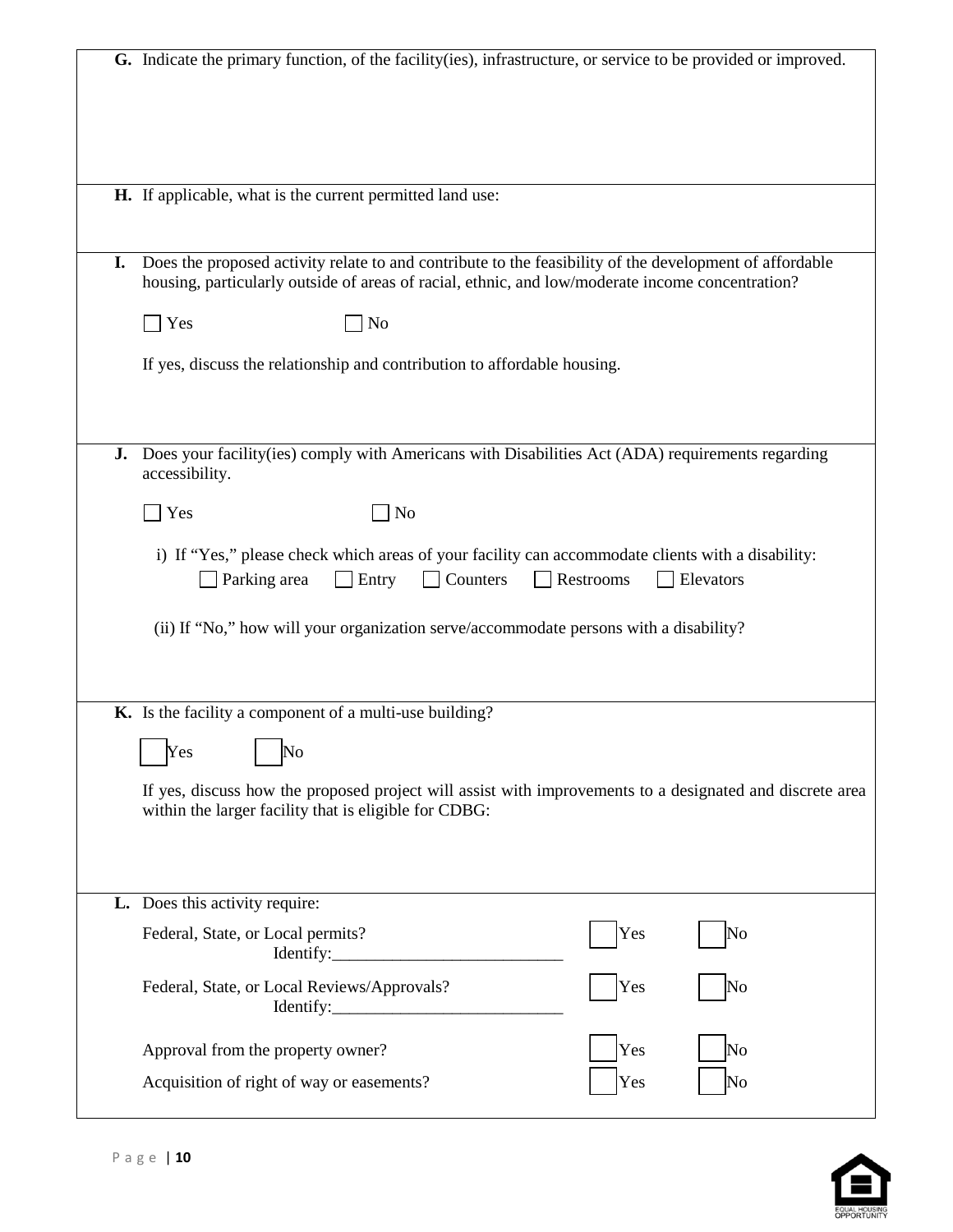**G.** Indicate the primary function, of the facility(ies), infrastructure, or service to be provided or improved.

**H.** If applicable, what is the current permitted land use:

**I.** Does the proposed activity relate to and contribute to the feasibility of the development of affordable housing, particularly outside of areas of racial, ethnic, and low/moderate income concentration?

☐ Yes ☐ No

If yes, discuss the relationship and contribution to affordable housing.

**J.** Does your facility(ies) comply with Americans with Disabilities Act (ADA) requirements regarding accessibility.

☐ Yes ☐ No

i) If "Yes," please check which areas of your facility can accommodate clients with a disability:
☐ Parking area ☐ Entry ☐ Counters ☐ Restrooms ☐ Elevators

(ii) If "No," how will your organization serve/accommodate persons with a disability?

**K.** Is the facility a component of a multi-use building?

☐ Yes ☐ No

If yes, discuss how the proposed project will assist with improvements to a designated and discrete area within the larger facility that is eligible for CDBG:

**L.** Does this activity require:

Federal, State, or Local permits? ☐ Yes ☐ No
Identify:___________________________

Federal, State, or Local Reviews/Approvals? ☐ Yes ☐ No
Identify:___________________________

Approval from the property owner? ☐ Yes ☐ No

Acquisition of right of way or easements? ☐ Yes ☐ No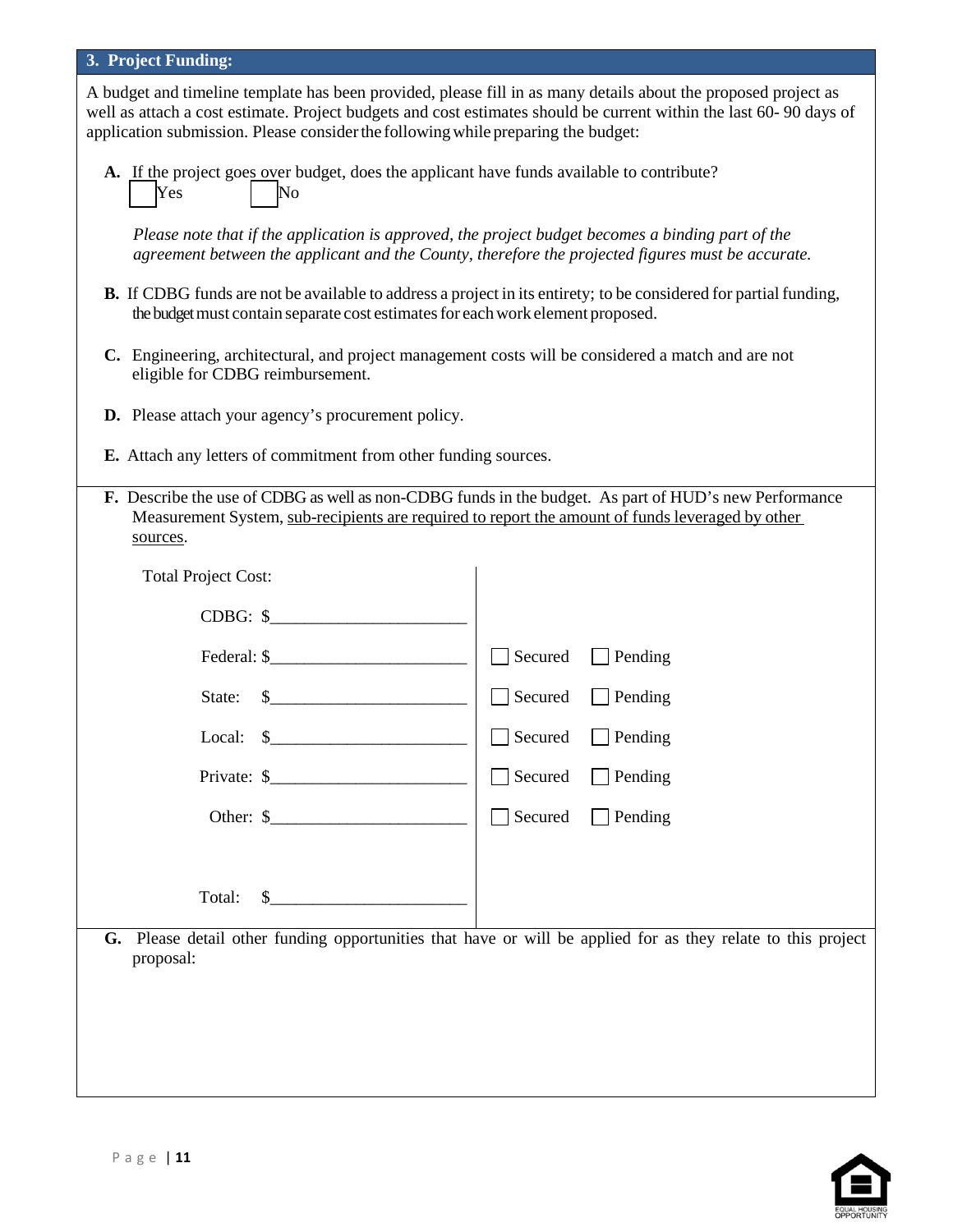## 3. Project Funding:

A budget and timeline template has been provided, please fill in as many details about the proposed project as well as attach a cost estimate. Project budgets and cost estimates should be current within the last 60- 90 days of application submission. Please consider the following while preparing the budget:

**A.** If the project goes over budget, does the applicant have funds available to contribute?

☐ Yes ☐ No

*Please note that if the application is approved, the project budget becomes a binding part of the agreement between the applicant and the County, therefore the projected figures must be accurate.*

**B.** If CDBG funds are not be available to address a project in its entirety; to be considered for partial funding, the budget must contain separate cost estimates for each work element proposed.

**C.** Engineering, architectural, and project management costs will be considered a match and are not eligible for CDBG reimbursement.

**D.** Please attach your agency's procurement policy.

**E.** Attach any letters of commitment from other funding sources.

**F.** Describe the use of CDBG as well as non-CDBG funds in the budget. As part of HUD's new Performance Measurement System, <u>sub-recipients are required to report the amount of funds leveraged by other sources</u>.

| Total Project Cost: | |
|---|---|
| CDBG: $_______________________ | |
| Federal: $_______________________ | ☐ Secured ☐ Pending |
| State: $_______________________ | ☐ Secured ☐ Pending |
| Local: $_______________________ | ☐ Secured ☐ Pending |
| Private: $_______________________ | ☐ Secured ☐ Pending |
| Other: $_______________________ | ☐ Secured ☐ Pending |
| Total: $_______________________ | |

**G.** Please detail other funding opportunities that have or will be applied for as they relate to this project proposal: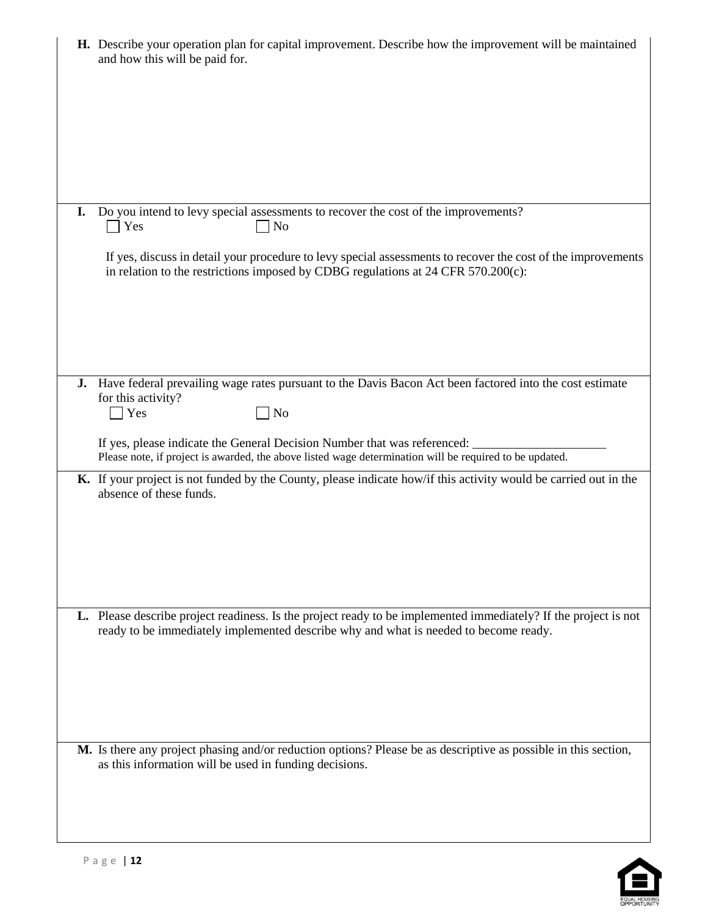**H.** Describe your operation plan for capital improvement. Describe how the improvement will be maintained and how this will be paid for.

**I.** Do you intend to levy special assessments to recover the cost of the improvements?

☐ Yes ☐ No

If yes, discuss in detail your procedure to levy special assessments to recover the cost of the improvements in relation to the restrictions imposed by CDBG regulations at 24 CFR 570.200(c):

**J.** Have federal prevailing wage rates pursuant to the Davis Bacon Act been factored into the cost estimate for this activity?

☐ Yes ☐ No

If yes, please indicate the General Decision Number that was referenced: _____________________

Please note, if project is awarded, the above listed wage determination will be required to be updated.

**K.** If your project is not funded by the County, please indicate how/if this activity would be carried out in the absence of these funds.

**L.** Please describe project readiness. Is the project ready to be implemented immediately? If the project is not ready to be immediately implemented describe why and what is needed to become ready.

**M.** Is there any project phasing and/or reduction options? Please be as descriptive as possible in this section, as this information will be used in funding decisions.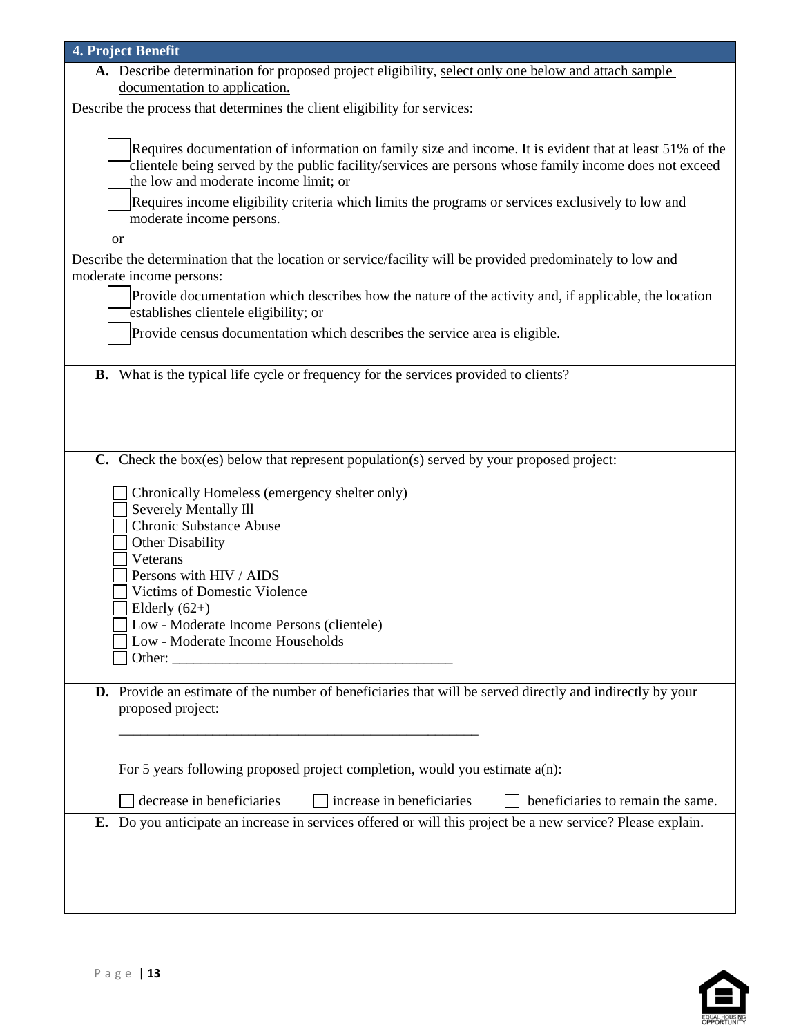## 4. Project Benefit

**A.** Describe determination for proposed project eligibility, <u>select only one below and attach sample documentation to application.</u>

Describe the process that determines the client eligibility for services:

- ☐ Requires documentation of information on family size and income. It is evident that at least 51% of the clientele being served by the public facility/services are persons whose family income does not exceed the low and moderate income limit; or
- ☐ Requires income eligibility criteria which limits the programs or services <u>exclusively</u> to low and moderate income persons.

or

Describe the determination that the location or service/facility will be provided predominately to low and moderate income persons:

- ☐ Provide documentation which describes how the nature of the activity and, if applicable, the location establishes clientele eligibility; or
- ☐ Provide census documentation which describes the service area is eligible.

**B.** What is the typical life cycle or frequency for the services provided to clients?

**C.** Check the box(es) below that represent population(s) served by your proposed project:

- ☐ Chronically Homeless (emergency shelter only)
- ☐ Severely Mentally Ill
- ☐ Chronic Substance Abuse
- ☐ Other Disability
- ☐ Veterans
- ☐ Persons with HIV / AIDS
- ☐ Victims of Domestic Violence
- ☐ Elderly (62+)
- ☐ Low - Moderate Income Persons (clientele)
- ☐ Low - Moderate Income Households
- ☐ Other: _______________________________________

**D.** Provide an estimate of the number of beneficiaries that will be served directly and indirectly by your proposed project:

___________________________________________________

For 5 years following proposed project completion, would you estimate a(n):

☐ decrease in beneficiaries ☐ increase in beneficiaries ☐ beneficiaries to remain the same.

**E.** Do you anticipate an increase in services offered or will this project be a new service? Please explain.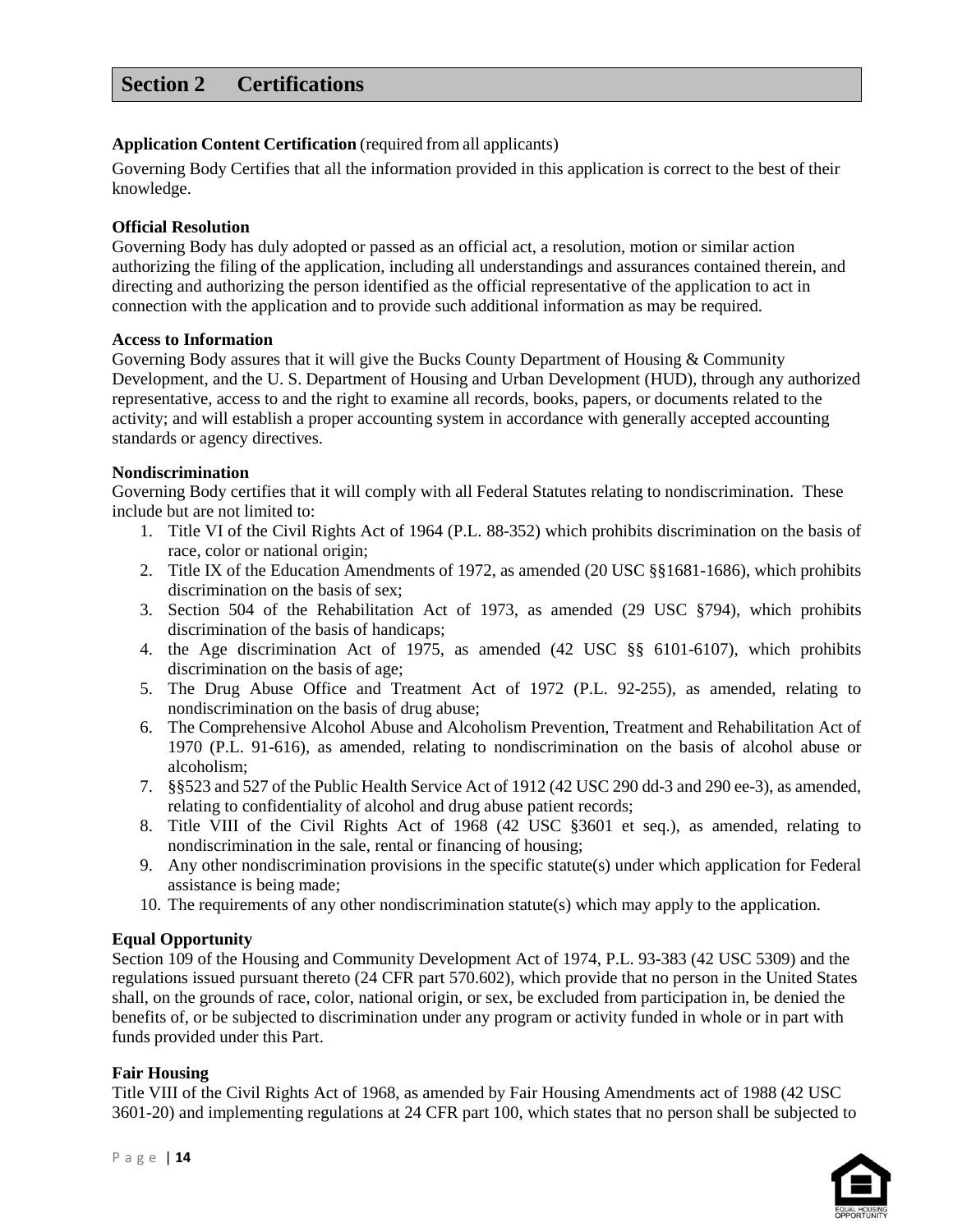## Section 2 Certifications

**Application Content Certification** (required from all applicants)

Governing Body Certifies that all the information provided in this application is correct to the best of their knowledge.

**Official Resolution**

Governing Body has duly adopted or passed as an official act, a resolution, motion or similar action authorizing the filing of the application, including all understandings and assurances contained therein, and directing and authorizing the person identified as the official representative of the application to act in connection with the application and to provide such additional information as may be required.

**Access to Information**

Governing Body assures that it will give the Bucks County Department of Housing & Community Development, and the U. S. Department of Housing and Urban Development (HUD), through any authorized representative, access to and the right to examine all records, books, papers, or documents related to the activity; and will establish a proper accounting system in accordance with generally accepted accounting standards or agency directives.

**Nondiscrimination**

Governing Body certifies that it will comply with all Federal Statutes relating to nondiscrimination. These include but are not limited to:

1. Title VI of the Civil Rights Act of 1964 (P.L. 88-352) which prohibits discrimination on the basis of race, color or national origin;
2. Title IX of the Education Amendments of 1972, as amended (20 USC §§1681-1686), which prohibits discrimination on the basis of sex;
3. Section 504 of the Rehabilitation Act of 1973, as amended (29 USC §794), which prohibits discrimination of the basis of handicaps;
4. the Age discrimination Act of 1975, as amended (42 USC §§ 6101-6107), which prohibits discrimination on the basis of age;
5. The Drug Abuse Office and Treatment Act of 1972 (P.L. 92-255), as amended, relating to nondiscrimination on the basis of drug abuse;
6. The Comprehensive Alcohol Abuse and Alcoholism Prevention, Treatment and Rehabilitation Act of 1970 (P.L. 91-616), as amended, relating to nondiscrimination on the basis of alcohol abuse or alcoholism;
7. §§523 and 527 of the Public Health Service Act of 1912 (42 USC 290 dd-3 and 290 ee-3), as amended, relating to confidentiality of alcohol and drug abuse patient records;
8. Title VIII of the Civil Rights Act of 1968 (42 USC §3601 et seq.), as amended, relating to nondiscrimination in the sale, rental or financing of housing;
9. Any other nondiscrimination provisions in the specific statute(s) under which application for Federal assistance is being made;
10. The requirements of any other nondiscrimination statute(s) which may apply to the application.

**Equal Opportunity**

Section 109 of the Housing and Community Development Act of 1974, P.L. 93-383 (42 USC 5309) and the regulations issued pursuant thereto (24 CFR part 570.602), which provide that no person in the United States shall, on the grounds of race, color, national origin, or sex, be excluded from participation in, be denied the benefits of, or be subjected to discrimination under any program or activity funded in whole or in part with funds provided under this Part.

**Fair Housing**

Title VIII of the Civil Rights Act of 1968, as amended by Fair Housing Amendments act of 1988 (42 USC 3601-20) and implementing regulations at 24 CFR part 100, which states that no person shall be subjected to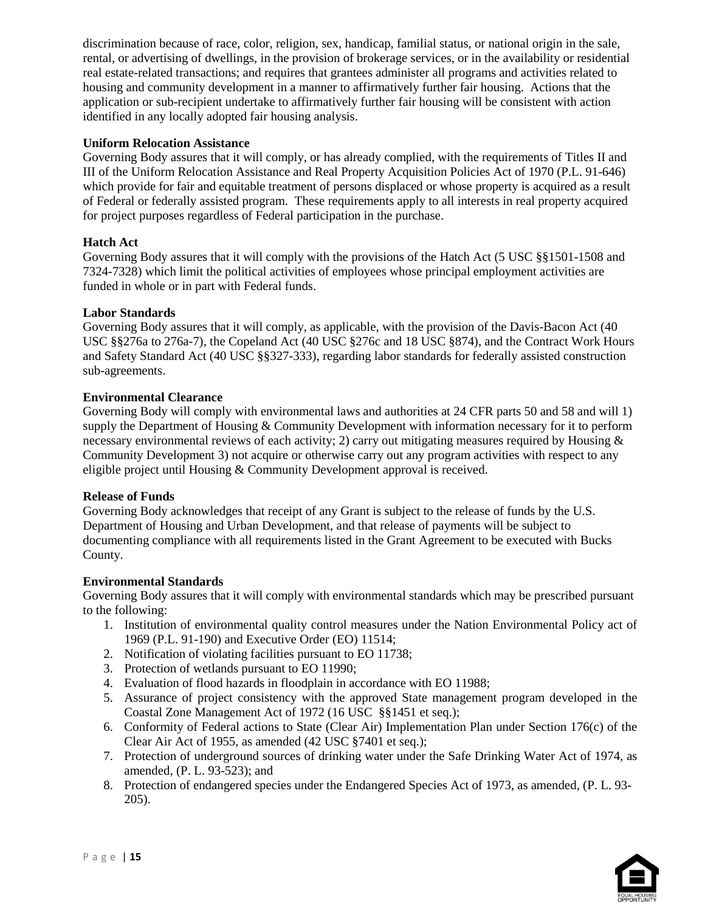discrimination because of race, color, religion, sex, handicap, familial status, or national origin in the sale, rental, or advertising of dwellings, in the provision of brokerage services, or in the availability or residential real estate-related transactions; and requires that grantees administer all programs and activities related to housing and community development in a manner to affirmatively further fair housing. Actions that the application or sub-recipient undertake to affirmatively further fair housing will be consistent with action identified in any locally adopted fair housing analysis.

**Uniform Relocation Assistance**

Governing Body assures that it will comply, or has already complied, with the requirements of Titles II and III of the Uniform Relocation Assistance and Real Property Acquisition Policies Act of 1970 (P.L. 91-646) which provide for fair and equitable treatment of persons displaced or whose property is acquired as a result of Federal or federally assisted program. These requirements apply to all interests in real property acquired for project purposes regardless of Federal participation in the purchase.

**Hatch Act**

Governing Body assures that it will comply with the provisions of the Hatch Act (5 USC §§1501-1508 and 7324-7328) which limit the political activities of employees whose principal employment activities are funded in whole or in part with Federal funds.

**Labor Standards**

Governing Body assures that it will comply, as applicable, with the provision of the Davis-Bacon Act (40 USC §§276a to 276a-7), the Copeland Act (40 USC §276c and 18 USC §874), and the Contract Work Hours and Safety Standard Act (40 USC §§327-333), regarding labor standards for federally assisted construction sub-agreements.

**Environmental Clearance**

Governing Body will comply with environmental laws and authorities at 24 CFR parts 50 and 58 and will 1) supply the Department of Housing & Community Development with information necessary for it to perform necessary environmental reviews of each activity; 2) carry out mitigating measures required by Housing & Community Development 3) not acquire or otherwise carry out any program activities with respect to any eligible project until Housing & Community Development approval is received.

**Release of Funds**

Governing Body acknowledges that receipt of any Grant is subject to the release of funds by the U.S. Department of Housing and Urban Development, and that release of payments will be subject to documenting compliance with all requirements listed in the Grant Agreement to be executed with Bucks County.

**Environmental Standards**

Governing Body assures that it will comply with environmental standards which may be prescribed pursuant to the following:

1. Institution of environmental quality control measures under the Nation Environmental Policy act of 1969 (P.L. 91-190) and Executive Order (EO) 11514;
2. Notification of violating facilities pursuant to EO 11738;
3. Protection of wetlands pursuant to EO 11990;
4. Evaluation of flood hazards in floodplain in accordance with EO 11988;
5. Assurance of project consistency with the approved State management program developed in the Coastal Zone Management Act of 1972 (16 USC §§1451 et seq.);
6. Conformity of Federal actions to State (Clear Air) Implementation Plan under Section 176(c) of the Clear Air Act of 1955, as amended (42 USC §7401 et seq.);
7. Protection of underground sources of drinking water under the Safe Drinking Water Act of 1974, as amended, (P. L. 93-523); and
8. Protection of endangered species under the Endangered Species Act of 1973, as amended, (P. L. 93-205).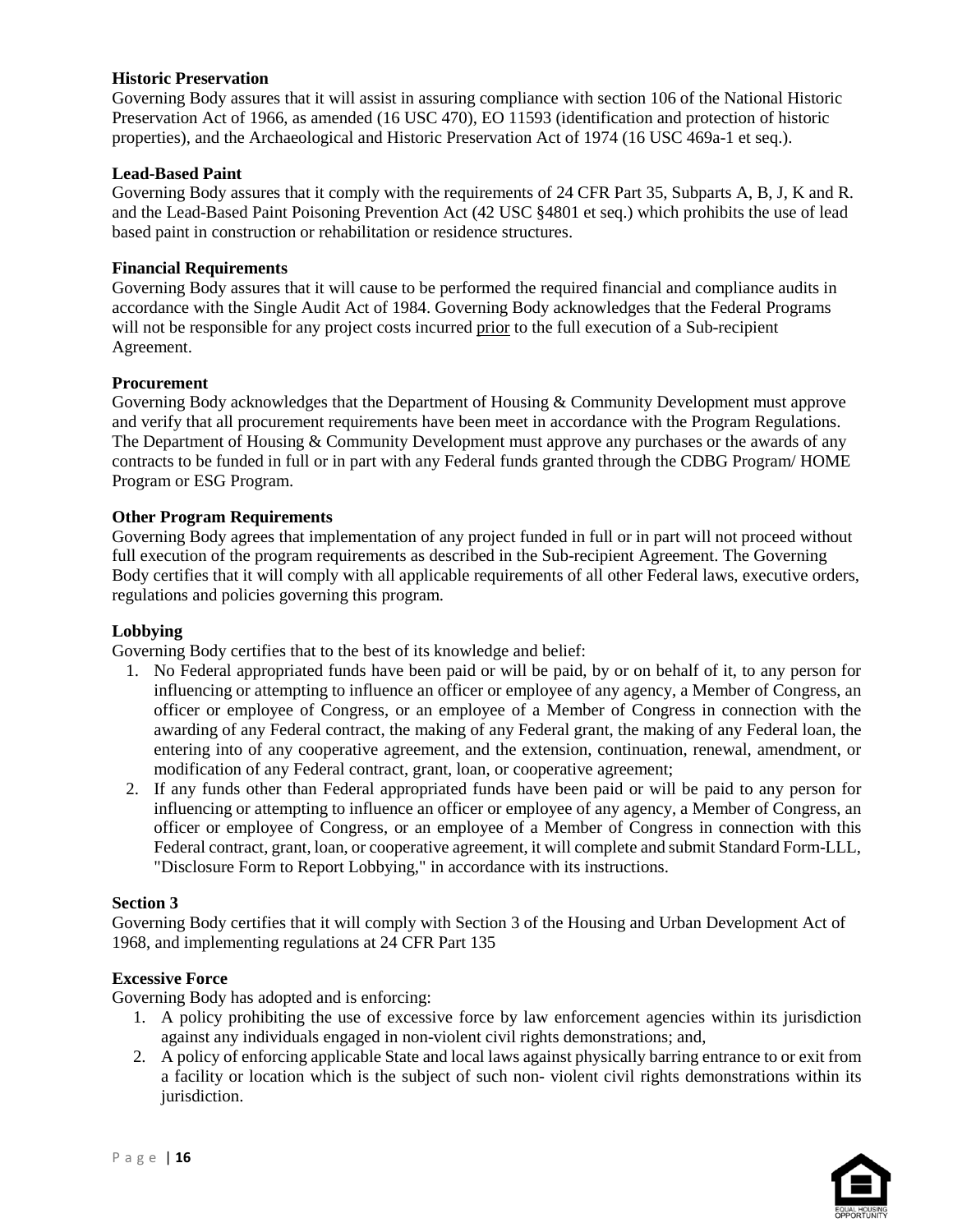**Historic Preservation**
Governing Body assures that it will assist in assuring compliance with section 106 of the National Historic Preservation Act of 1966, as amended (16 USC 470), EO 11593 (identification and protection of historic properties), and the Archaeological and Historic Preservation Act of 1974 (16 USC 469a-1 et seq.).

**Lead-Based Paint**
Governing Body assures that it comply with the requirements of 24 CFR Part 35, Subparts A, B, J, K and R. and the Lead-Based Paint Poisoning Prevention Act (42 USC §4801 et seq.) which prohibits the use of lead based paint in construction or rehabilitation or residence structures.

**Financial Requirements**
Governing Body assures that it will cause to be performed the required financial and compliance audits in accordance with the Single Audit Act of 1984. Governing Body acknowledges that the Federal Programs will not be responsible for any project costs incurred prior to the full execution of a Sub-recipient Agreement.

**Procurement**
Governing Body acknowledges that the Department of Housing & Community Development must approve and verify that all procurement requirements have been meet in accordance with the Program Regulations. The Department of Housing & Community Development must approve any purchases or the awards of any contracts to be funded in full or in part with any Federal funds granted through the CDBG Program/ HOME Program or ESG Program.

**Other Program Requirements**
Governing Body agrees that implementation of any project funded in full or in part will not proceed without full execution of the program requirements as described in the Sub-recipient Agreement. The Governing Body certifies that it will comply with all applicable requirements of all other Federal laws, executive orders, regulations and policies governing this program.

**Lobbying**
Governing Body certifies that to the best of its knowledge and belief:

1. No Federal appropriated funds have been paid or will be paid, by or on behalf of it, to any person for influencing or attempting to influence an officer or employee of any agency, a Member of Congress, an officer or employee of Congress, or an employee of a Member of Congress in connection with the awarding of any Federal contract, the making of any Federal grant, the making of any Federal loan, the entering into of any cooperative agreement, and the extension, continuation, renewal, amendment, or modification of any Federal contract, grant, loan, or cooperative agreement;
2. If any funds other than Federal appropriated funds have been paid or will be paid to any person for influencing or attempting to influence an officer or employee of any agency, a Member of Congress, an officer or employee of Congress, or an employee of a Member of Congress in connection with this Federal contract, grant, loan, or cooperative agreement, it will complete and submit Standard Form-LLL, "Disclosure Form to Report Lobbying," in accordance with its instructions.

**Section 3**
Governing Body certifies that it will comply with Section 3 of the Housing and Urban Development Act of 1968, and implementing regulations at 24 CFR Part 135

**Excessive Force**
Governing Body has adopted and is enforcing:

1. A policy prohibiting the use of excessive force by law enforcement agencies within its jurisdiction against any individuals engaged in non-violent civil rights demonstrations; and,
2. A policy of enforcing applicable State and local laws against physically barring entrance to or exit from a facility or location which is the subject of such non- violent civil rights demonstrations within its jurisdiction.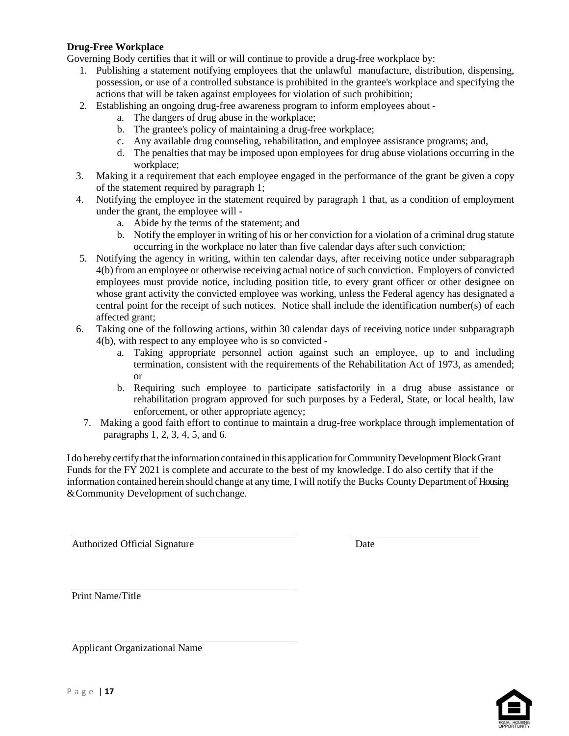**Drug-Free Workplace**

Governing Body certifies that it will or will continue to provide a drug-free workplace by:

1. Publishing a statement notifying employees that the unlawful manufacture, distribution, dispensing, possession, or use of a controlled substance is prohibited in the grantee's workplace and specifying the actions that will be taken against employees for violation of such prohibition;
2. Establishing an ongoing drug-free awareness program to inform employees about -
   a. The dangers of drug abuse in the workplace;
   b. The grantee's policy of maintaining a drug-free workplace;
   c. Any available drug counseling, rehabilitation, and employee assistance programs; and,
   d. The penalties that may be imposed upon employees for drug abuse violations occurring in the workplace;
3. Making it a requirement that each employee engaged in the performance of the grant be given a copy of the statement required by paragraph 1;
4. Notifying the employee in the statement required by paragraph 1 that, as a condition of employment under the grant, the employee will -
   a. Abide by the terms of the statement; and
   b. Notify the employer in writing of his or her conviction for a violation of a criminal drug statute occurring in the workplace no later than five calendar days after such conviction;
5. Notifying the agency in writing, within ten calendar days, after receiving notice under subparagraph 4(b) from an employee or otherwise receiving actual notice of such conviction. Employers of convicted employees must provide notice, including position title, to every grant officer or other designee on whose grant activity the convicted employee was working, unless the Federal agency has designated a central point for the receipt of such notices. Notice shall include the identification number(s) of each affected grant;
6. Taking one of the following actions, within 30 calendar days of receiving notice under subparagraph 4(b), with respect to any employee who is so convicted -
   a. Taking appropriate personnel action against such an employee, up to and including termination, consistent with the requirements of the Rehabilitation Act of 1973, as amended; or
   b. Requiring such employee to participate satisfactorily in a drug abuse assistance or rehabilitation program approved for such purposes by a Federal, State, or local health, law enforcement, or other appropriate agency;
7. Making a good faith effort to continue to maintain a drug-free workplace through implementation of paragraphs 1, 2, 3, 4, 5, and 6.

I do hereby certify that the information contained in this application for Community Development Block Grant Funds for the FY 2021 is complete and accurate to the best of my knowledge. I do also certify that if the information contained herein should change at any time, I will notify the Bucks County Department of Housing & Community Development of such change.

\_\_\_\_\_\_\_\_\_\_\_\_\_\_\_\_\_\_\_\_\_\_\_\_\_\_\_\_\_\_\_\_\_\_\_\_\_\_ \_\_\_\_\_\_\_\_\_\_\_\_\_\_\_\_\_\_\_\_\_\_

Authorized Official Signature Date

\_\_\_\_\_\_\_\_\_\_\_\_\_\_\_\_\_\_\_\_\_\_\_\_\_\_\_\_\_\_\_\_\_\_\_\_\_\_

Print Name/Title

\_\_\_\_\_\_\_\_\_\_\_\_\_\_\_\_\_\_\_\_\_\_\_\_\_\_\_\_\_\_\_\_\_\_\_\_\_\_

Applicant Organizational Name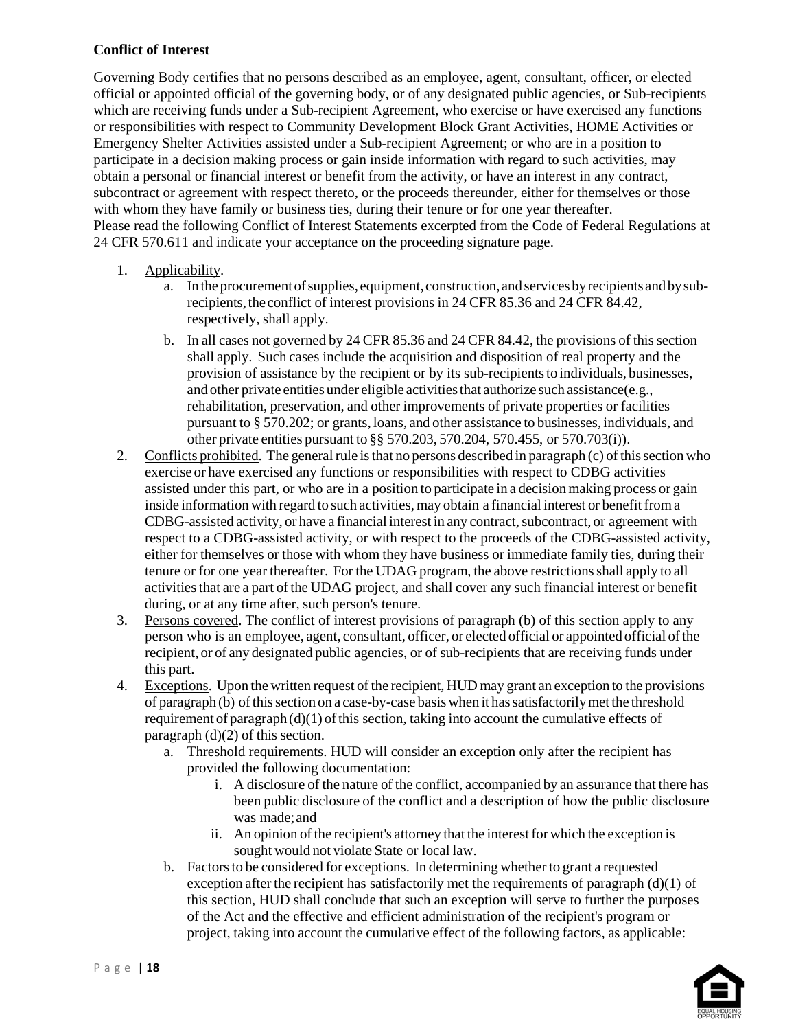**Conflict of Interest**

Governing Body certifies that no persons described as an employee, agent, consultant, officer, or elected official or appointed official of the governing body, or of any designated public agencies, or Sub-recipients which are receiving funds under a Sub-recipient Agreement, who exercise or have exercised any functions or responsibilities with respect to Community Development Block Grant Activities, HOME Activities or Emergency Shelter Activities assisted under a Sub-recipient Agreement; or who are in a position to participate in a decision making process or gain inside information with regard to such activities, may obtain a personal or financial interest or benefit from the activity, or have an interest in any contract, subcontract or agreement with respect thereto, or the proceeds thereunder, either for themselves or those with whom they have family or business ties, during their tenure or for one year thereafter.
Please read the following Conflict of Interest Statements excerpted from the Code of Federal Regulations at 24 CFR 570.611 and indicate your acceptance on the proceeding signature page.

1. Applicability.
    a. In the procurement of supplies, equipment, construction, and services by recipients and by sub-recipients, the conflict of interest provisions in 24 CFR 85.36 and 24 CFR 84.42, respectively, shall apply.
    b. In all cases not governed by 24 CFR 85.36 and 24 CFR 84.42, the provisions of this section shall apply. Such cases include the acquisition and disposition of real property and the provision of assistance by the recipient or by its sub-recipients to individuals, businesses, and other private entities under eligible activities that authorize such assistance(e.g., rehabilitation, preservation, and other improvements of private properties or facilities pursuant to § 570.202; or grants, loans, and other assistance to businesses, individuals, and other private entities pursuant to §§ 570.203, 570.204, 570.455, or 570.703(i)).
2. Conflicts prohibited. The general rule is that no persons described in paragraph (c) of this section who exercise or have exercised any functions or responsibilities with respect to CDBG activities assisted under this part, or who are in a position to participate in a decision making process or gain inside information with regard to such activities, may obtain a financial interest or benefit from a CDBG-assisted activity, or have a financial interest in any contract, subcontract, or agreement with respect to a CDBG-assisted activity, or with respect to the proceeds of the CDBG-assisted activity, either for themselves or those with whom they have business or immediate family ties, during their tenure or for one year thereafter. For the UDAG program, the above restrictions shall apply to all activities that are a part of the UDAG project, and shall cover any such financial interest or benefit during, or at any time after, such person's tenure.
3. Persons covered. The conflict of interest provisions of paragraph (b) of this section apply to any person who is an employee, agent, consultant, officer, or elected official or appointed official of the recipient, or of any designated public agencies, or of sub-recipients that are receiving funds under this part.
4. Exceptions. Upon the written request of the recipient, HUD may grant an exception to the provisions of paragraph (b) of this section on a case-by-case basis when it has satisfactorily met the threshold requirement of paragraph (d)(1) of this section, taking into account the cumulative effects of paragraph (d)(2) of this section.
    a. Threshold requirements. HUD will consider an exception only after the recipient has provided the following documentation:
        i. A disclosure of the nature of the conflict, accompanied by an assurance that there has been public disclosure of the conflict and a description of how the public disclosure was made; and
        ii. An opinion of the recipient's attorney that the interest for which the exception is sought would not violate State or local law.
    b. Factors to be considered for exceptions. In determining whether to grant a requested exception after the recipient has satisfactorily met the requirements of paragraph (d)(1) of this section, HUD shall conclude that such an exception will serve to further the purposes of the Act and the effective and efficient administration of the recipient's program or project, taking into account the cumulative effect of the following factors, as applicable: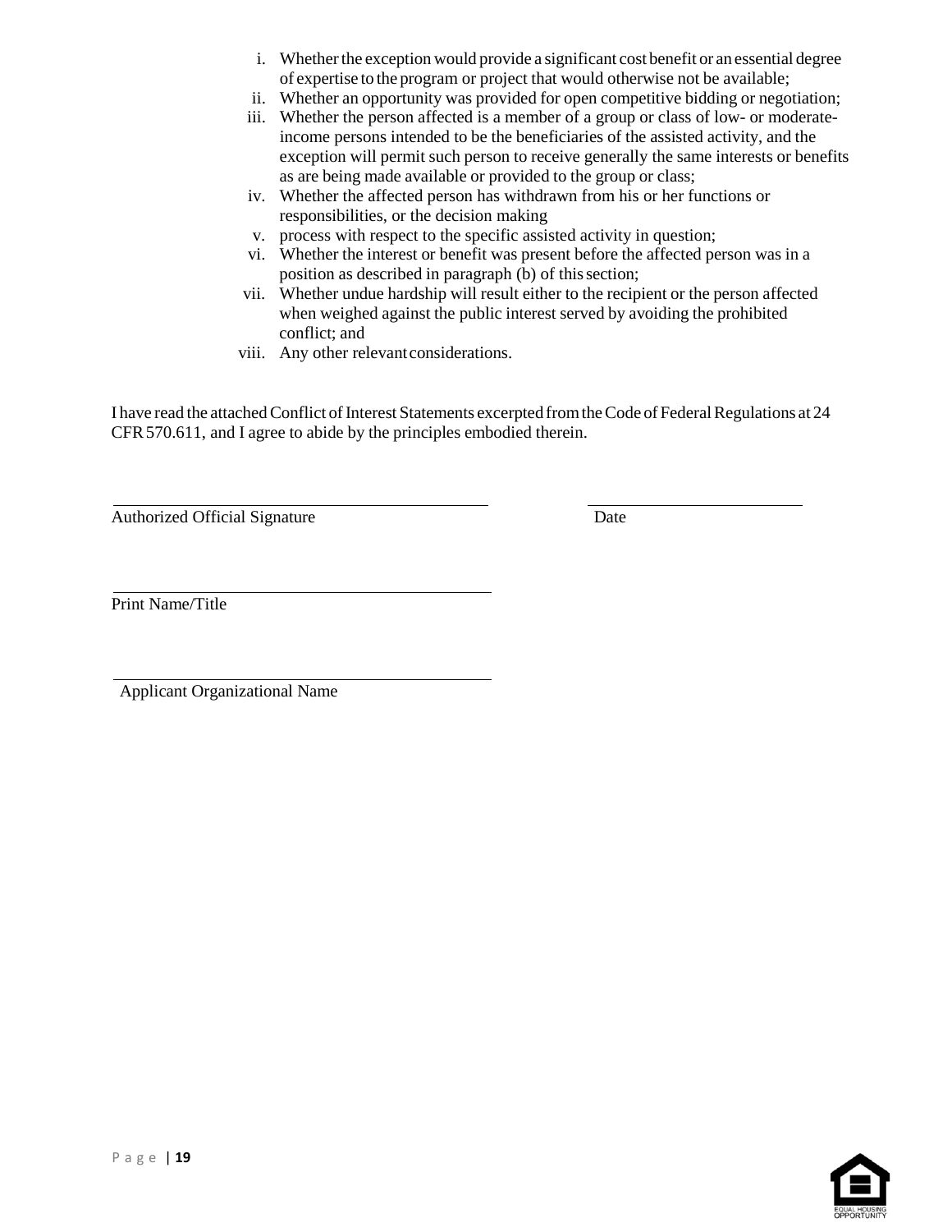i. Whether the exception would provide a significant cost benefit or an essential degree of expertise to the program or project that would otherwise not be available;
ii. Whether an opportunity was provided for open competitive bidding or negotiation;
iii. Whether the person affected is a member of a group or class of low- or moderate-income persons intended to be the beneficiaries of the assisted activity, and the exception will permit such person to receive generally the same interests or benefits as are being made available or provided to the group or class;
iv. Whether the affected person has withdrawn from his or her functions or responsibilities, or the decision making
v. process with respect to the specific assisted activity in question;
vi. Whether the interest or benefit was present before the affected person was in a position as described in paragraph (b) of this section;
vii. Whether undue hardship will result either to the recipient or the person affected when weighed against the public interest served by avoiding the prohibited conflict; and
viii. Any other relevant considerations.

I have read the attached Conflict of Interest Statements excerpted from the Code of Federal Regulations at 24 CFR 570.611, and I agree to abide by the principles embodied therein.

______________________________________ ______________________
Authorized Official Signature Date

______________________________________
Print Name/Title

______________________________________
Applicant Organizational Name